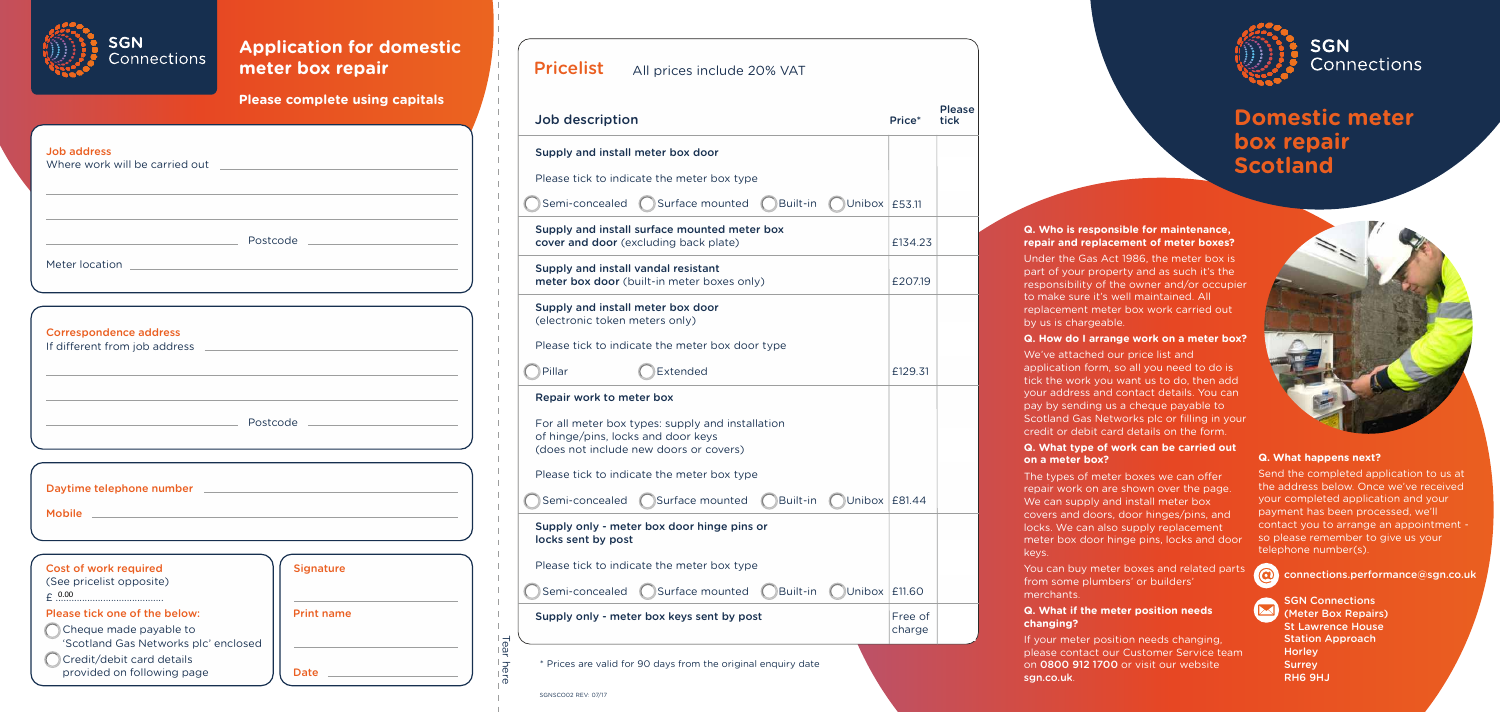# Application for domestic meter box repair

**Please complete using capitals**

**Job address**

Where work will be carried out ______________________________

______________________________

______________________________

______________________________ Postcode ______________________________

Meter location ______________________________

**Correspondence address**

If different from job address ______________________________

______________________________

______________________________

______________________________ Postcode ______________________________

Daytime telephone number ______________________________

Mobile ______________________________

**Cost of work required**

(See pricelist opposite)

£ 0.00

**Please tick one of the below:**

- ◯ Cheque made payable to 'Scotland Gas Networks plc' enclosed
- ◯ Credit/debit card details provided on following page

**Signature**

______________________________

**Print name**

______________________________

**Date** ______________________________

Tear here

## Pricelist

All prices include 20% VAT

| Job description | Price* | Please tick |
|---|---|---|
| **Supply and install meter box door** | | |
| Please tick to indicate the meter box type | | |
| ◯ Semi-concealed ◯ Surface mounted ◯ Built-in ◯ Unibox | £53.11 | |
| **Supply and install surface mounted meter box cover and door** (excluding back plate) | £134.23 | |
| **Supply and install vandal resistant meter box door** (built-in meter boxes only) | £207.19 | |
| **Supply and install meter box door** (electronic token meters only) | | |
| Please tick to indicate the meter box door type | | |
| ◯ Pillar ◯ Extended | £129.31 | |
| **Repair work to meter box** | | |
| For all meter box types: supply and installation of hinge/pins, locks and door keys (does not include new doors or covers) | | |
| Please tick to indicate the meter box type | | |
| ◯ Semi-concealed ◯ Surface mounted ◯ Built-in ◯ Unibox | £81.44 | |
| **Supply only - meter box door hinge pins or locks sent by post** | | |
| Please tick to indicate the meter box type | | |
| ◯ Semi-concealed ◯ Surface mounted ◯ Built-in ◯ Unibox | £11.60 | |
| **Supply only - meter box keys sent by post** | Free of charge | |

\* Prices are valid for 90 days from the original enquiry date

SGNSC002 REV. 07/17

# SGN Connections

## Domestic meter box repair Scotland

**Q. Who is responsible for maintenance, repair and replacement of meter boxes?**

Under the Gas Act 1986, the meter box is part of your property and as such it's the responsibility of the owner and/or occupier to make sure it's well maintained. All replacement meter box work carried out by us is chargeable.

**Q. How do I arrange work on a meter box?**

We've attached our price list and application form, so all you need to do is tick the work you want us to do, then add your address and contact details. You can pay by sending us a cheque payable to Scotland Gas Networks plc or filling in your credit or debit card details on the form.

**Q. What type of work can be carried out on a meter box?**

The types of meter boxes we can offer repair work on are shown over the page. We can supply and install meter box covers and doors, door hinges/pins, and locks. We can also supply replacement meter box door hinge pins, locks and door keys.

You can buy meter boxes and related parts from some plumbers' or builders' merchants.

**Q. What if the meter position needs changing?**

If your meter position needs changing, please contact our Customer Service team on **0800 912 1700** or visit our website **sgn.co.uk**.

**Q. What happens next?**

Send the completed application to us at the address below. Once we've received your completed application and your payment has been processed, we'll contact you to arrange an appointment - so please remember to give us your telephone number(s).

connections.performance@sgn.co.uk

SGN Connections
(Meter Box Repairs)
St Lawrence House
Station Approach
Horley
Surrey
RH6 9HJ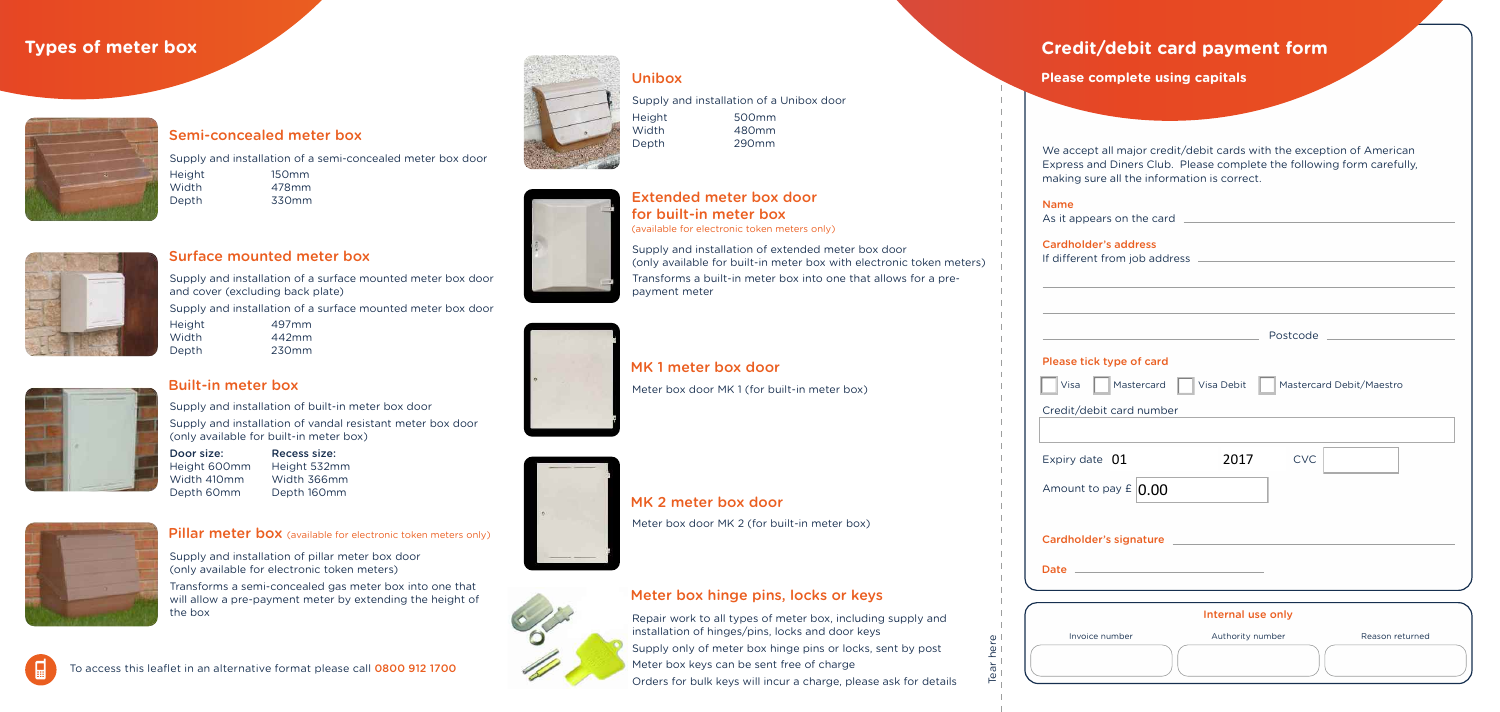# Types of meter box

## Semi-concealed meter box

Supply and installation of a semi-concealed meter box door

| | |
|---|---|
| Height | 150mm |
| Width | 478mm |
| Depth | 330mm |

## Surface mounted meter box

Supply and installation of a surface mounted meter box door and cover (excluding back plate)

Supply and installation of a surface mounted meter box door

| | |
|---|---|
| Height | 497mm |
| Width | 442mm |
| Depth | 230mm |

## Built-in meter box

Supply and installation of built-in meter box door

Supply and installation of vandal resistant meter box door (only available for built-in meter box)

| Door size: | Recess size: |
|---|---|
| Height 600mm | Height 532mm |
| Width 410mm | Width 366mm |
| Depth 60mm | Depth 160mm |

## Pillar meter box (available for electronic token meters only)

Supply and installation of pillar meter box door (only available for electronic token meters)

Transforms a semi-concealed gas meter box into one that will allow a pre-payment meter by extending the height of the box

To access this leaflet in an alternative format please call 0800 912 1700

## Unibox

Supply and installation of a Unibox door

| | |
|---|---|
| Height | 500mm |
| Width | 480mm |
| Depth | 290mm |

## Extended meter box door for built-in meter box

(available for electronic token meters only)

Supply and installation of extended meter box door (only available for built-in meter box with electronic token meters)

Transforms a built-in meter box into one that allows for a pre-payment meter

## MK 1 meter box door

Meter box door MK 1 (for built-in meter box)

## MK 2 meter box door

Meter box door MK 2 (for built-in meter box)

## Meter box hinge pins, locks or keys

Repair work to all types of meter box, including supply and installation of hinges/pins, locks and door keys

Supply only of meter box hinge pins or locks, sent by post

Meter box keys can be sent free of charge

Orders for bulk keys will incur a charge, please ask for details

Tear here

# Credit/debit card payment form

**Please complete using capitals**

We accept all major credit/debit cards with the exception of American Express and Diners Club. Please complete the following form carefully, making sure all the information is correct.

**Name**
As it appears on the card ______________________________

**Cardholder's address**
If different from job address ______________________________

______________________________

______________________________

______________________________ Postcode ______________

**Please tick type of card**

☐ Visa ☐ Mastercard ☐ Visa Debit ☐ Mastercard Debit/Maestro

Credit/debit card number

______________________________

Expiry date 01 2017 CVC ______

Amount to pay £ 0.00

**Cardholder's signature** ______________________________

**Date** ______________________________

| Internal use only | | |
|---|---|---|
| Invoice number | Authority number | Reason returned |
| | | |